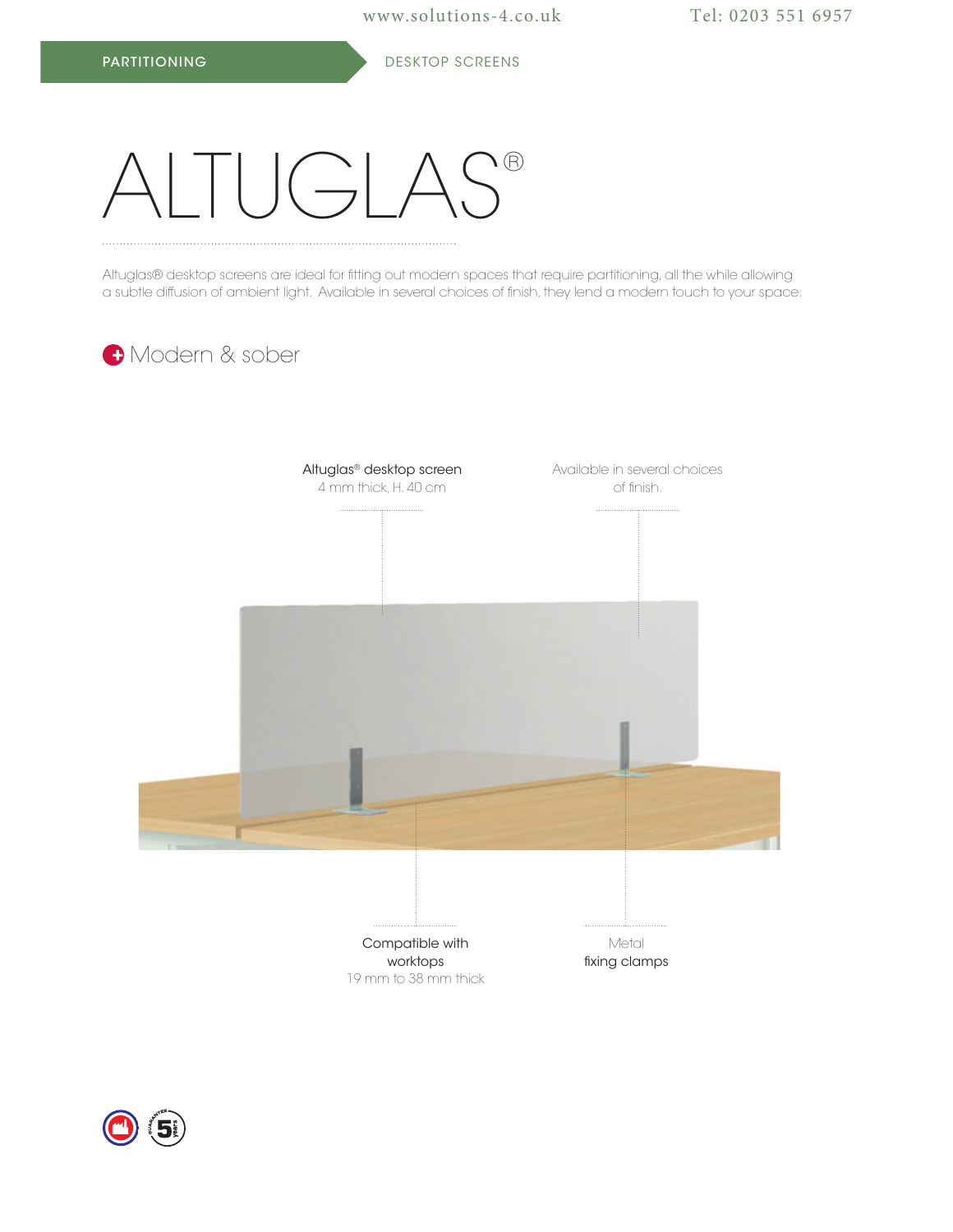PARTITIONING DESKTOP SCREENS

# ALTUGLAS®

Altuglas® desktop screens are ideal for fitting out modern spaces that require partitioning, all the while allowing a subtle diffusion of ambient light. Available in several choices of finish, they lend a modern touch to your space.

## Modern & sober

Altuglas® desktop screen
4 mm thick, H. 40 cm

Available in several choices of finish.

Compatible with worktops
19 mm to 38 mm thick

Metal
fixing clamps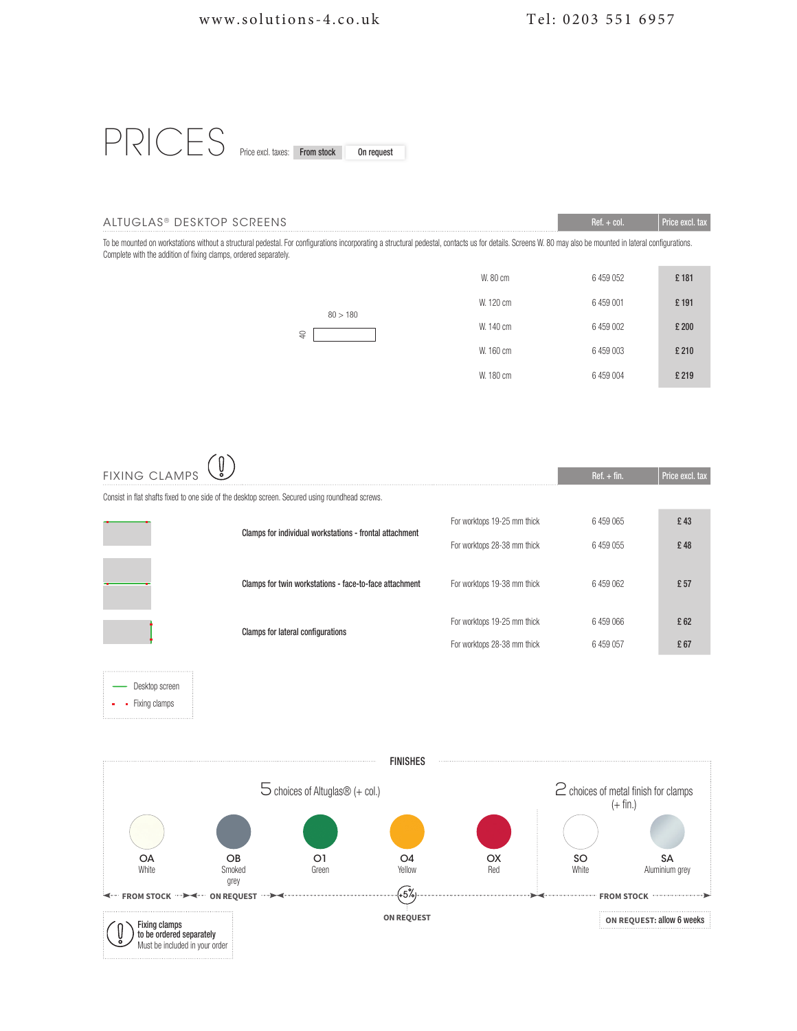# PRICES

Price excl. taxes: From stock | On request

## ALTUGLAS® DESKTOP SCREENS

To be mounted on workstations without a structural pedestal. For configurations incorporating a structural pedestal, contacts us for details. Screens W. 80 may also be mounted in lateral configurations. Complete with the addition of fixing clamps, ordered separately.

80 > 180

40

| | Ref. + col. | Price excl. tax |
|---|---|---|
| W. 80 cm | 6 459 052 | £ 181 |
| W. 120 cm | 6 459 001 | £ 191 |
| W. 140 cm | 6 459 002 | £ 200 |
| W. 160 cm | 6 459 003 | £ 210 |
| W. 180 cm | 6 459 004 | £ 219 |

## FIXING CLAMPS

Consist in flat shafts fixed to one side of the desktop screen. Secured using roundhead screws.

| | | Ref. + fin. | Price excl. tax |
|---|---|---|---|
| Clamps for individual workstations - frontal attachment | For worktops 19-25 mm thick | 6 459 065 | £ 43 |
| | For worktops 28-38 mm thick | 6 459 055 | £ 48 |
| Clamps for twin workstations - face-to-face attachment | For worktops 19-38 mm thick | 6 459 062 | £ 57 |
| Clamps for lateral configurations | For worktops 19-25 mm thick | 6 459 066 | £ 62 |
| | For worktops 28-38 mm thick | 6 459 057 | £ 67 |

- Desktop screen
- Fixing clamps

## FINISHES

5 choices of Altuglas® (+ col.)

- OA White
- OB Smoked grey
- O1 Green
- O4 Yellow
- OX Red

FROM STOCK · ON REQUEST · +5% ON REQUEST

2 choices of metal finish for clamps (+ fin.)

- SO White
- SA Aluminium grey

FROM STOCK

Fixing clamps to be ordered separately
Must be included in your order

ON REQUEST: allow 6 weeks